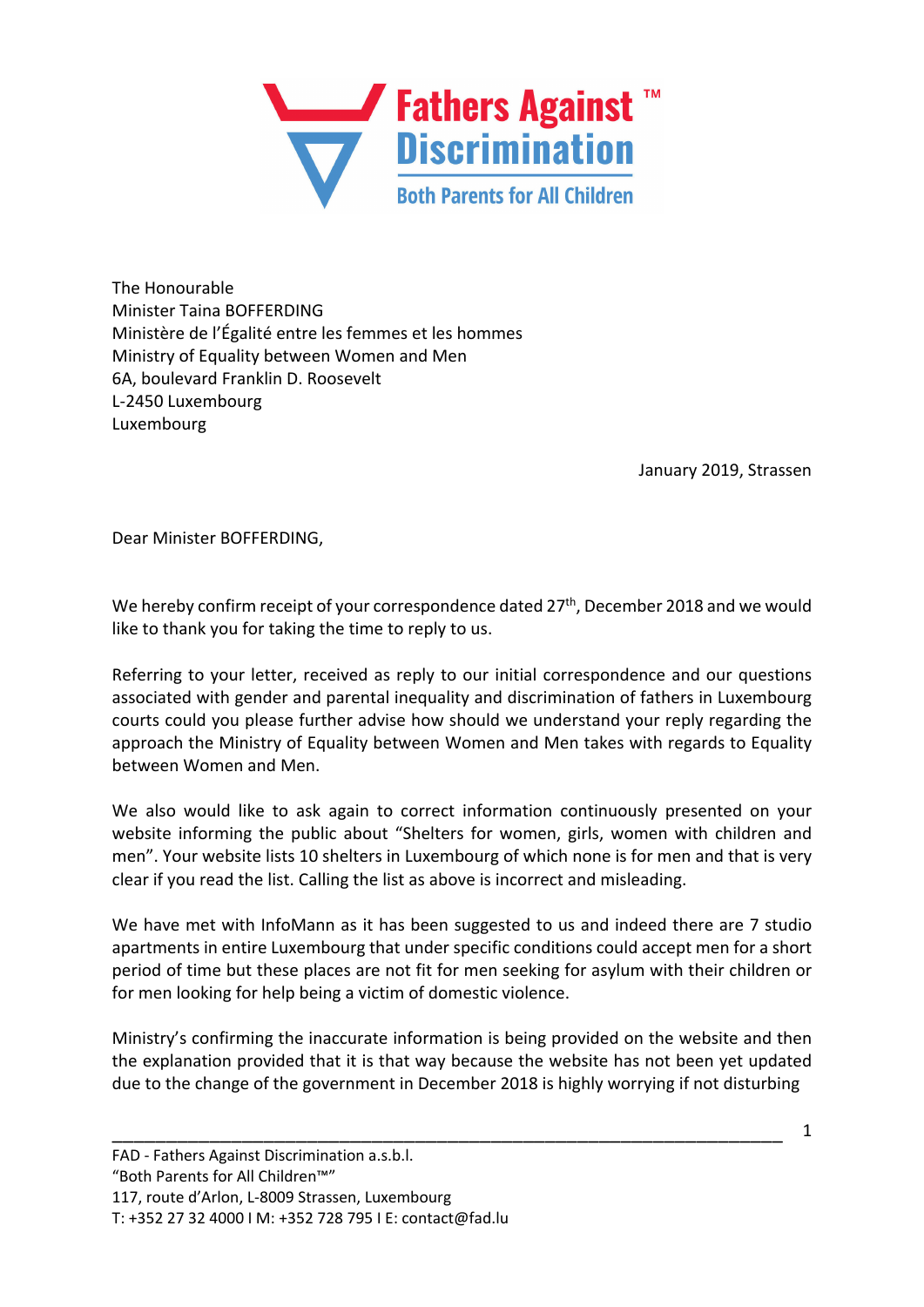# Fathers Against Discrimination™

**Both Parents for All Children**

The Honourable
Minister Taina BOFFERDING
Ministère de l'Égalité entre les femmes et les hommes
Ministry of Equality between Women and Men
6A, boulevard Franklin D. Roosevelt
L-2450 Luxembourg
Luxembourg

January 2019, Strassen

Dear Minister BOFFERDING,

We hereby confirm receipt of your correspondence dated 27th, December 2018 and we would like to thank you for taking the time to reply to us.

Referring to your letter, received as reply to our initial correspondence and our questions associated with gender and parental inequality and discrimination of fathers in Luxembourg courts could you please further advise how should we understand your reply regarding the approach the Ministry of Equality between Women and Men takes with regards to Equality between Women and Men.

We also would like to ask again to correct information continuously presented on your website informing the public about "Shelters for women, girls, women with children and men". Your website lists 10 shelters in Luxembourg of which none is for men and that is very clear if you read the list. Calling the list as above is incorrect and misleading.

We have met with InfoMann as it has been suggested to us and indeed there are 7 studio apartments in entire Luxembourg that under specific conditions could accept men for a short period of time but these places are not fit for men seeking for asylum with their children or for men looking for help being a victim of domestic violence.

Ministry's confirming the inaccurate information is being provided on the website and then the explanation provided that it is that way because the website has not been yet updated due to the change of the government in December 2018 is highly worrying if not disturbing

FAD - Fathers Against Discrimination a.s.b.l.
"Both Parents for All Children™"
117, route d'Arlon, L-8009 Strassen, Luxembourg
T: +352 27 32 4000 I M: +352 728 795 I E: contact@fad.lu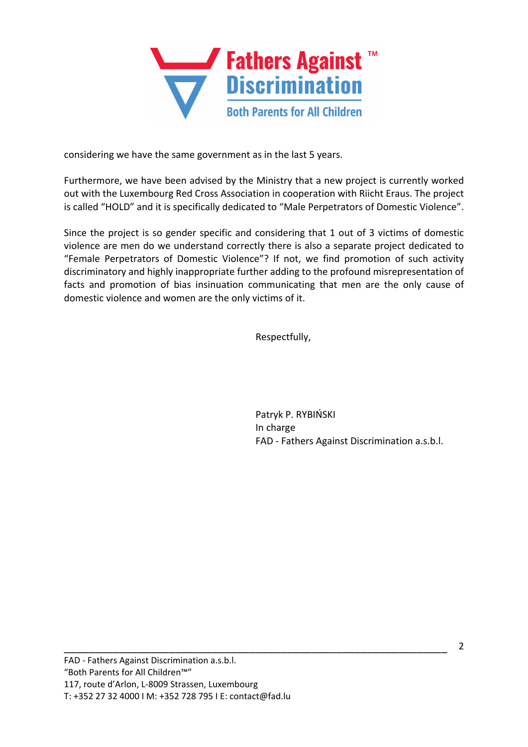considering we have the same government as in the last 5 years.

Furthermore, we have been advised by the Ministry that a new project is currently worked out with the Luxembourg Red Cross Association in cooperation with Riicht Eraus. The project is called “HOLD” and it is specifically dedicated to “Male Perpetrators of Domestic Violence”.

Since the project is so gender specific and considering that 1 out of 3 victims of domestic violence are men do we understand correctly there is also a separate project dedicated to “Female Perpetrators of Domestic Violence”? If not, we find promotion of such activity discriminatory and highly inappropriate further adding to the profound misrepresentation of facts and promotion of bias insinuation communicating that men are the only cause of domestic violence and women are the only victims of it.

Respectfully,

Patryk P. RYBIŃSKI
In charge
FAD - Fathers Against Discrimination a.s.b.l.

FAD - Fathers Against Discrimination a.s.b.l.
“Both Parents for All Children™”
117, route d’Arlon, L-8009 Strassen, Luxembourg
T: +352 27 32 4000 I M: +352 728 795 I E: contact@fad.lu